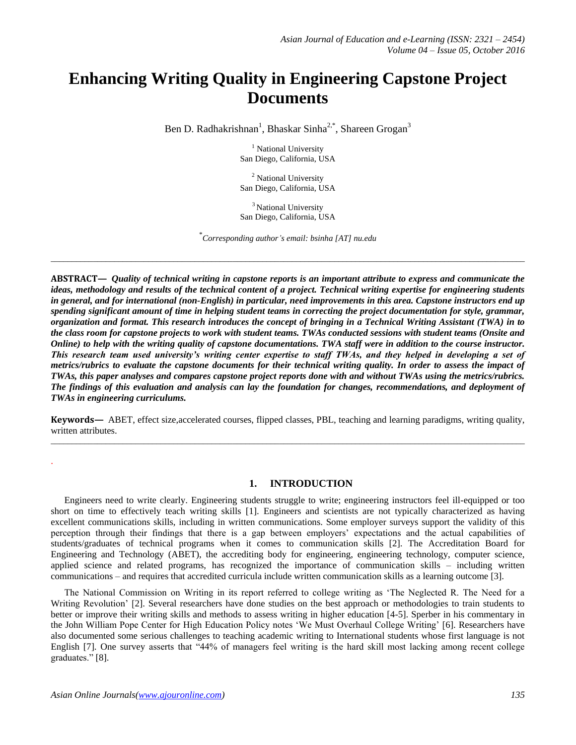# Enhancing Writing Quality in Engineering Capstone Project Documents

Ben D. Radhakrishnan[1], Bhaskar Sinha[2,*], Shareen Grogan[3]

[1] National University
San Diego, California, USA

[2] National University
San Diego, California, USA

[3] National University
San Diego, California, USA

[*]*Corresponding author's email: bsinha [AT] nu.edu*

---

**ABSTRACT—** ***Quality of technical writing in capstone reports is an important attribute to express and communicate the ideas, methodology and results of the technical content of a project. Technical writing expertise for engineering students in general, and for international (non-English) in particular, need improvements in this area. Capstone instructors end up spending significant amount of time in helping student teams in correcting the project documentation for style, grammar, organization and format. This research introduces the concept of bringing in a Technical Writing Assistant (TWA) in to the class room for capstone projects to work with student teams. TWAs conducted sessions with student teams (Onsite and Online) to help with the writing quality of capstone documentations. TWA staff were in addition to the course instructor. This research team used university's writing center expertise to staff TWAs, and they helped in developing a set of metrics/rubrics to evaluate the capstone documents for their technical writing quality. In order to assess the impact of TWAs, this paper analyses and compares capstone project reports done with and without TWAs using the metrics/rubrics. The findings of this evaluation and analysis can lay the foundation for changes, recommendations, and deployment of TWAs in engineering curriculums.***

**Keywords—** ABET, effect size,accelerated courses, flipped classes, PBL, teaching and learning paradigms, writing quality, written attributes.

---

## 1. INTRODUCTION

Engineers need to write clearly. Engineering students struggle to write; engineering instructors feel ill-equipped or too short on time to effectively teach writing skills [1]. Engineers and scientists are not typically characterized as having excellent communications skills, including in written communications. Some employer surveys support the validity of this perception through their findings that there is a gap between employers' expectations and the actual capabilities of students/graduates of technical programs when it comes to communication skills [2]. The Accreditation Board for Engineering and Technology (ABET), the accrediting body for engineering, engineering technology, computer science, applied science and related programs, has recognized the importance of communication skills – including written communications – and requires that accredited curricula include written communication skills as a learning outcome [3].

The National Commission on Writing in its report referred to college writing as 'The Neglected R. The Need for a Writing Revolution' [2]. Several researchers have done studies on the best approach or methodologies to train students to better or improve their writing skills and methods to assess writing in higher education [4-5]. Sperber in his commentary in the John William Pope Center for High Education Policy notes 'We Must Overhaul College Writing' [6]. Researchers have also documented some serious challenges to teaching academic writing to International students whose first language is not English [7]. One survey asserts that "44% of managers feel writing is the hard skill most lacking among recent college graduates." [8].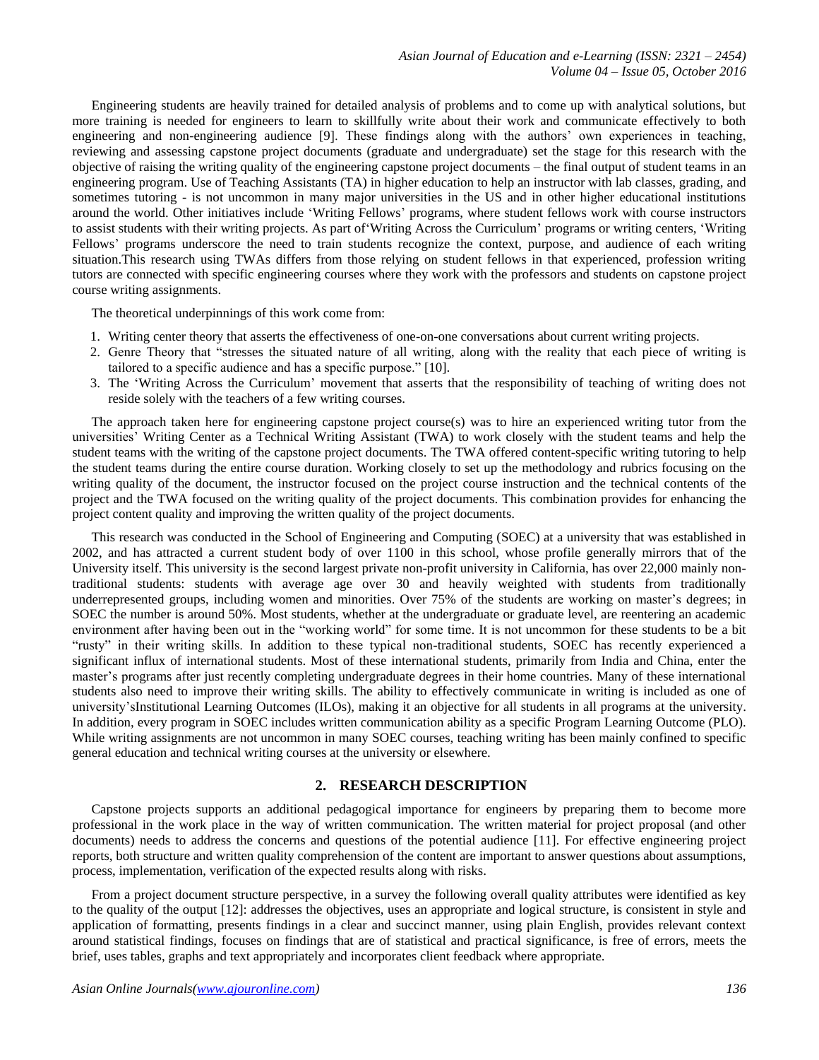Engineering students are heavily trained for detailed analysis of problems and to come up with analytical solutions, but more training is needed for engineers to learn to skillfully write about their work and communicate effectively to both engineering and non-engineering audience [9]. These findings along with the authors' own experiences in teaching, reviewing and assessing capstone project documents (graduate and undergraduate) set the stage for this research with the objective of raising the writing quality of the engineering capstone project documents – the final output of student teams in an engineering program. Use of Teaching Assistants (TA) in higher education to help an instructor with lab classes, grading, and sometimes tutoring - is not uncommon in many major universities in the US and in other higher educational institutions around the world. Other initiatives include 'Writing Fellows' programs, where student fellows work with course instructors to assist students with their writing projects. As part of'Writing Across the Curriculum' programs or writing centers, 'Writing Fellows' programs underscore the need to train students recognize the context, purpose, and audience of each writing situation.This research using TWAs differs from those relying on student fellows in that experienced, profession writing tutors are connected with specific engineering courses where they work with the professors and students on capstone project course writing assignments.

The theoretical underpinnings of this work come from:

1. Writing center theory that asserts the effectiveness of one-on-one conversations about current writing projects.
2. Genre Theory that "stresses the situated nature of all writing, along with the reality that each piece of writing is tailored to a specific audience and has a specific purpose." [10].
3. The 'Writing Across the Curriculum' movement that asserts that the responsibility of teaching of writing does not reside solely with the teachers of a few writing courses.

The approach taken here for engineering capstone project course(s) was to hire an experienced writing tutor from the universities' Writing Center as a Technical Writing Assistant (TWA) to work closely with the student teams and help the student teams with the writing of the capstone project documents. The TWA offered content-specific writing tutoring to help the student teams during the entire course duration. Working closely to set up the methodology and rubrics focusing on the writing quality of the document, the instructor focused on the project course instruction and the technical contents of the project and the TWA focused on the writing quality of the project documents. This combination provides for enhancing the project content quality and improving the written quality of the project documents.

This research was conducted in the School of Engineering and Computing (SOEC) at a university that was established in 2002, and has attracted a current student body of over 1100 in this school, whose profile generally mirrors that of the University itself. This university is the second largest private non-profit university in California, has over 22,000 mainly non-traditional students: students with average age over 30 and heavily weighted with students from traditionally underrepresented groups, including women and minorities. Over 75% of the students are working on master's degrees; in SOEC the number is around 50%. Most students, whether at the undergraduate or graduate level, are reentering an academic environment after having been out in the "working world" for some time. It is not uncommon for these students to be a bit "rusty" in their writing skills. In addition to these typical non-traditional students, SOEC has recently experienced a significant influx of international students. Most of these international students, primarily from India and China, enter the master's programs after just recently completing undergraduate degrees in their home countries. Many of these international students also need to improve their writing skills. The ability to effectively communicate in writing is included as one of university'sInstitutional Learning Outcomes (ILOs), making it an objective for all students in all programs at the university. In addition, every program in SOEC includes written communication ability as a specific Program Learning Outcome (PLO). While writing assignments are not uncommon in many SOEC courses, teaching writing has been mainly confined to specific general education and technical writing courses at the university or elsewhere.

## 2. RESEARCH DESCRIPTION

Capstone projects supports an additional pedagogical importance for engineers by preparing them to become more professional in the work place in the way of written communication. The written material for project proposal (and other documents) needs to address the concerns and questions of the potential audience [11]. For effective engineering project reports, both structure and written quality comprehension of the content are important to answer questions about assumptions, process, implementation, verification of the expected results along with risks.

From a project document structure perspective, in a survey the following overall quality attributes were identified as key to the quality of the output [12]: addresses the objectives, uses an appropriate and logical structure, is consistent in style and application of formatting, presents findings in a clear and succinct manner, using plain English, provides relevant context around statistical findings, focuses on findings that are of statistical and practical significance, is free of errors, meets the brief, uses tables, graphs and text appropriately and incorporates client feedback where appropriate.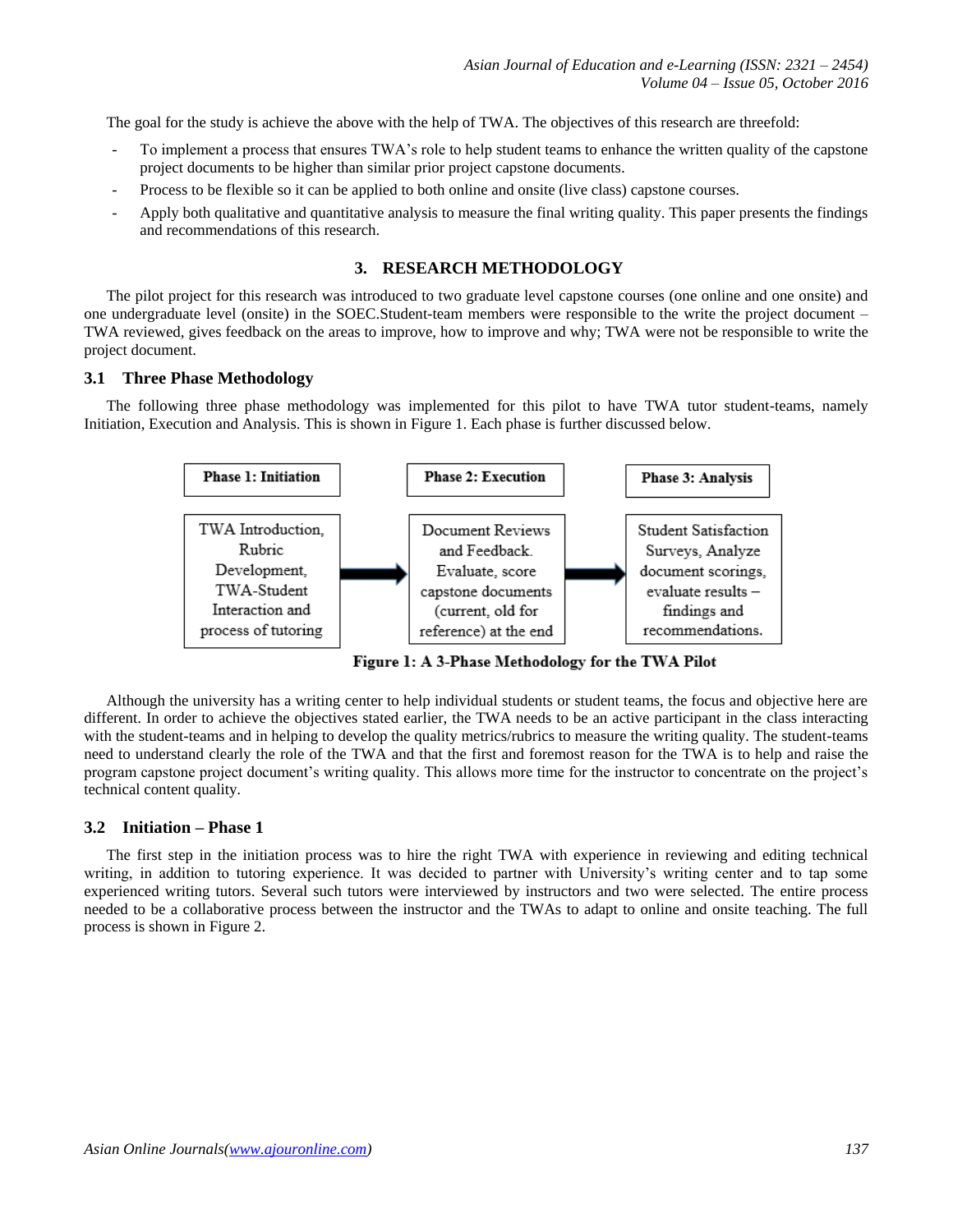The goal for the study is achieve the above with the help of TWA. The objectives of this research are threefold:

- To implement a process that ensures TWA's role to help student teams to enhance the written quality of the capstone project documents to be higher than similar prior project capstone documents.
- Process to be flexible so it can be applied to both online and onsite (live class) capstone courses.
- Apply both qualitative and quantitative analysis to measure the final writing quality. This paper presents the findings and recommendations of this research.

## 3. RESEARCH METHODOLOGY

The pilot project for this research was introduced to two graduate level capstone courses (one online and one onsite) and one undergraduate level (onsite) in the SOEC.Student-team members were responsible to the write the project document – TWA reviewed, gives feedback on the areas to improve, how to improve and why; TWA were not be responsible to write the project document.

### 3.1 Three Phase Methodology

The following three phase methodology was implemented for this pilot to have TWA tutor student-teams, namely Initiation, Execution and Analysis. This is shown in Figure 1. Each phase is further discussed below.

| Phase 1: Initiation | Phase 2: Execution | Phase 3: Analysis |
|---|---|---|
| TWA Introduction, Rubric Development, TWA-Student Interaction and process of tutoring | Document Reviews and Feedback. Evaluate, score capstone documents (current, old for reference) at the end | Student Satisfaction Surveys, Analyze document scorings, evaluate results – findings and recommendations. |

**Figure 1: A 3-Phase Methodology for the TWA Pilot**

Although the university has a writing center to help individual students or student teams, the focus and objective here are different. In order to achieve the objectives stated earlier, the TWA needs to be an active participant in the class interacting with the student-teams and in helping to develop the quality metrics/rubrics to measure the writing quality. The student-teams need to understand clearly the role of the TWA and that the first and foremost reason for the TWA is to help and raise the program capstone project document's writing quality. This allows more time for the instructor to concentrate on the project's technical content quality.

### 3.2 Initiation – Phase 1

The first step in the initiation process was to hire the right TWA with experience in reviewing and editing technical writing, in addition to tutoring experience. It was decided to partner with University's writing center and to tap some experienced writing tutors. Several such tutors were interviewed by instructors and two were selected. The entire process needed to be a collaborative process between the instructor and the TWAs to adapt to online and onsite teaching. The full process is shown in Figure 2.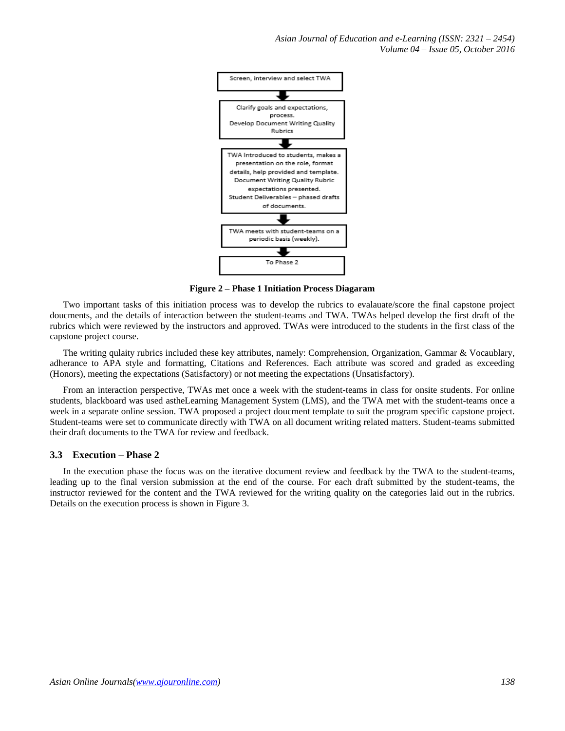Screen, interview and select TWA

Clarify goals and expectations, process.
Develop Document Writing Quality Rubrics

TWA Introduced to students, makes a presentation on the role, format details, help provided and template.
Document Writing Quality Rubric expectations presented.
Student Deliverables – phased drafts of documents.

TWA meets with student-teams on a periodic basis (weekly).

To Phase 2

**Figure 2 – Phase 1 Initiation Process Diagaram**

Two important tasks of this initiation process was to develop the rubrics to evalauate/score the final capstone project doucments, and the details of interaction between the student-teams and TWA. TWAs helped develop the first draft of the rubrics which were reviewed by the instructors and approved. TWAs were introduced to the students in the first class of the capstone project course.

The writing qulaity rubrics included these key attributes, namely: Comprehension, Organization, Gammar & Vocaublary, adherance to APA style and formatting, Citations and References. Each attribute was scored and graded as exceeding (Honors), meeting the expectations (Satisfactory) or not meeting the expectations (Unsatisfactory).

From an interaction perspective, TWAs met once a week with the student-teams in class for onsite students. For online students, blackboard was used astheLearning Management System (LMS), and the TWA met with the student-teams once a week in a separate online session. TWA proposed a project doucment template to suit the program specific capstone project. Student-teams were set to communicate directly with TWA on all document writing related matters. Student-teams submitted their draft documents to the TWA for review and feedback.

### 3.3 Execution – Phase 2

In the execution phase the focus was on the iterative document review and feedback by the TWA to the student-teams, leading up to the final version submission at the end of the course. For each draft submitted by the student-teams, the instructor reviewed for the content and the TWA reviewed for the writing quality on the categories laid out in the rubrics. Details on the execution process is shown in Figure 3.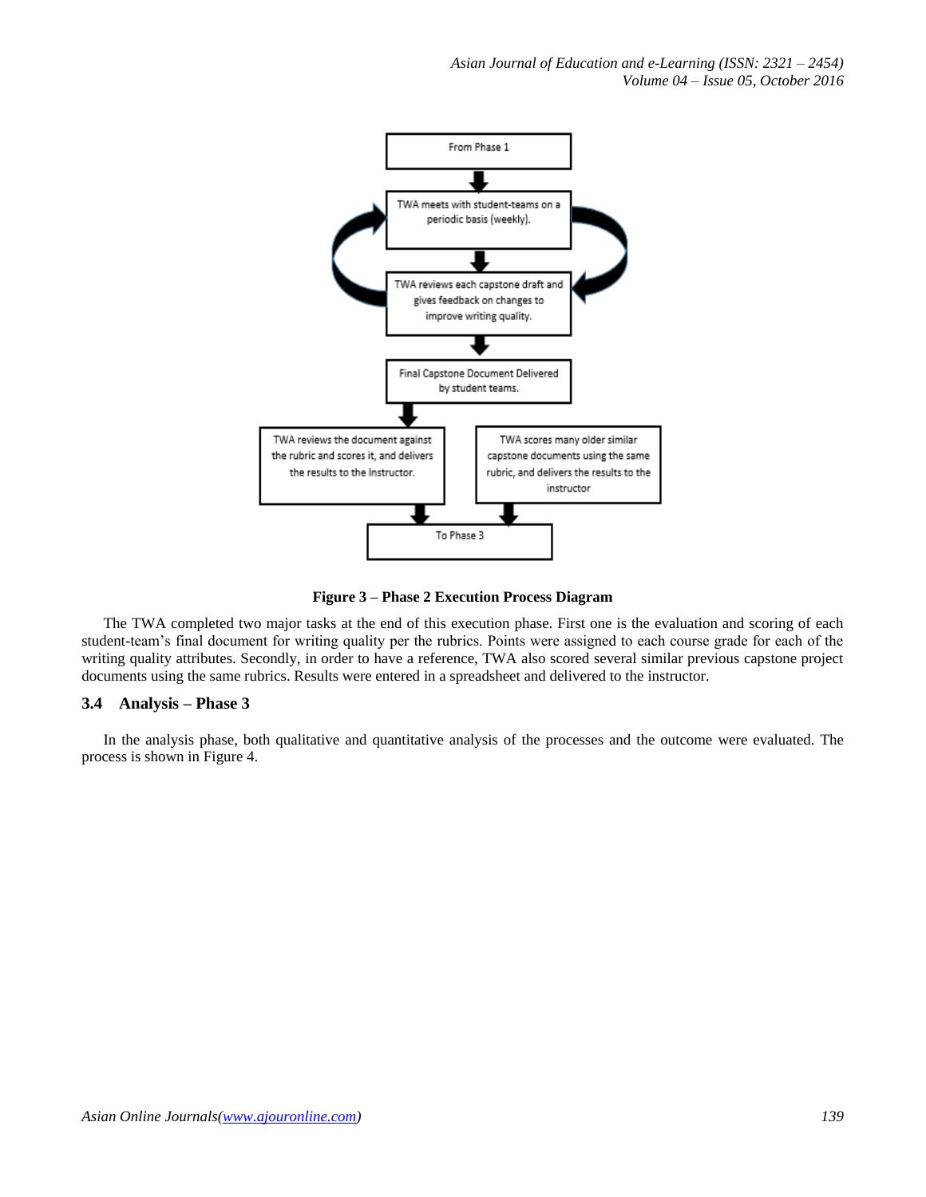From Phase 1

TWA meets with student-teams on a periodic basis (weekly).

TWA reviews each capstone draft and gives feedback on changes to improve writing quality.

Final Capstone Document Delivered by student teams.

TWA reviews the document against the rubric and scores it, and delivers the results to the Instructor.

TWA scores many older similar capstone documents using the same rubric, and delivers the results to the instructor

To Phase 3

**Figure 3 – Phase 2 Execution Process Diagram**

The TWA completed two major tasks at the end of this execution phase. First one is the evaluation and scoring of each student-team's final document for writing quality per the rubrics. Points were assigned to each course grade for each of the writing quality attributes. Secondly, in order to have a reference, TWA also scored several similar previous capstone project documents using the same rubrics. Results were entered in a spreadsheet and delivered to the instructor.

### 3.4 Analysis – Phase 3

In the analysis phase, both qualitative and quantitative analysis of the processes and the outcome were evaluated. The process is shown in Figure 4.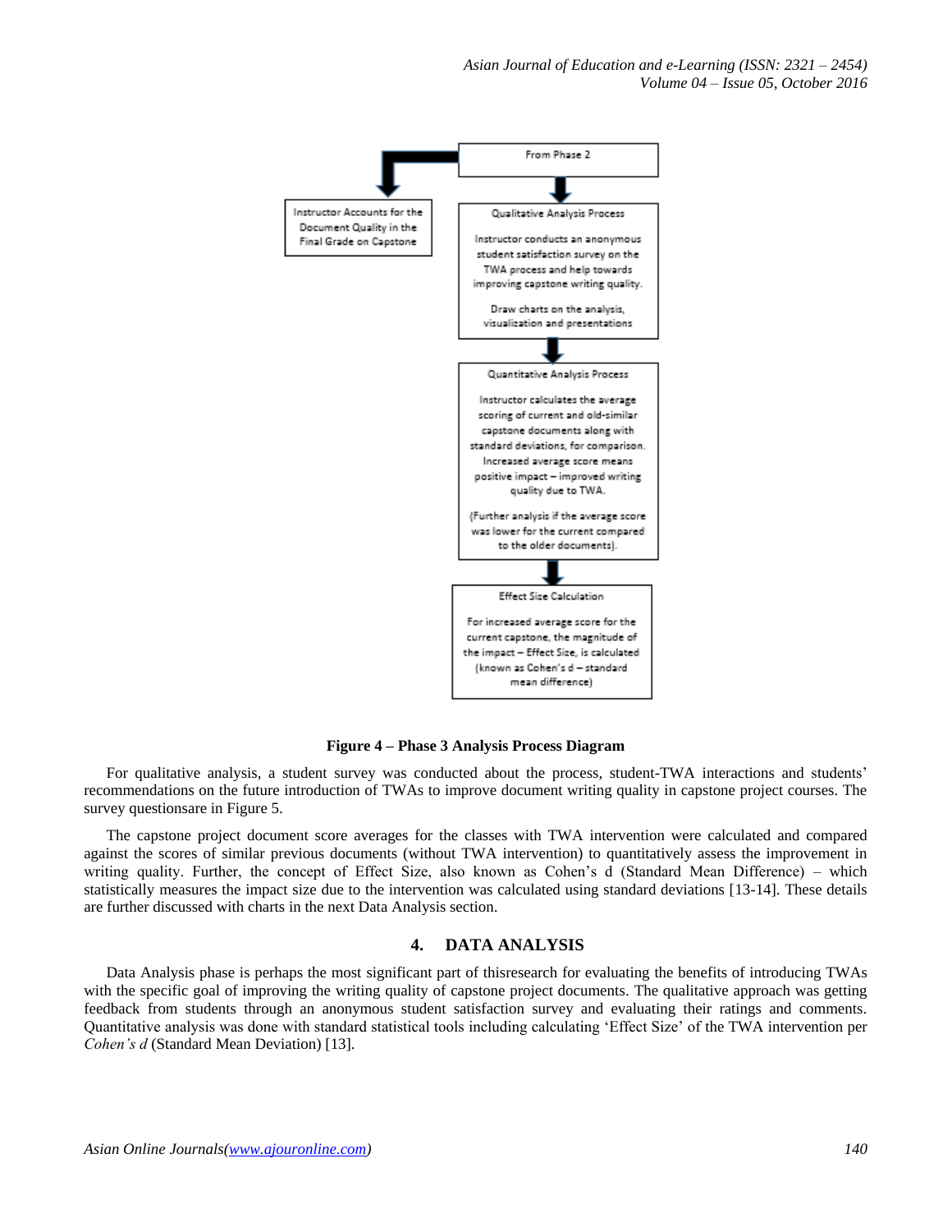From Phase 2

Instructor Accounts for the Document Quality in the Final Grade on Capstone

Qualitative Analysis Process

Instructor conducts an anonymous student satisfaction survey on the TWA process and help towards improving capstone writing quality.

Draw charts on the analysis, visualization and presentations

Quantitative Analysis Process

Instructor calculates the average scoring of current and old-similar capstone documents along with standard deviations, for comparison. Increased average score means positive impact – improved writing quality due to TWA.

(Further analysis if the average score was lower for the current compared to the older documents).

Effect Size Calculation

For increased average score for the current capstone, the magnitude of the impact – Effect Size, is calculated (known as Cohen's d – standard mean difference)

**Figure 4 – Phase 3 Analysis Process Diagram**

For qualitative analysis, a student survey was conducted about the process, student-TWA interactions and students' recommendations on the future introduction of TWAs to improve document writing quality in capstone project courses. The survey questionsare in Figure 5.

The capstone project document score averages for the classes with TWA intervention were calculated and compared against the scores of similar previous documents (without TWA intervention) to quantitatively assess the improvement in writing quality. Further, the concept of Effect Size, also known as Cohen's d (Standard Mean Difference) – which statistically measures the impact size due to the intervention was calculated using standard deviations [13-14]. These details are further discussed with charts in the next Data Analysis section.

## 4. DATA ANALYSIS

Data Analysis phase is perhaps the most significant part of thisresearch for evaluating the benefits of introducing TWAs with the specific goal of improving the writing quality of capstone project documents. The qualitative approach was getting feedback from students through an anonymous student satisfaction survey and evaluating their ratings and comments. Quantitative analysis was done with standard statistical tools including calculating 'Effect Size' of the TWA intervention per *Cohen's d* (Standard Mean Deviation) [13].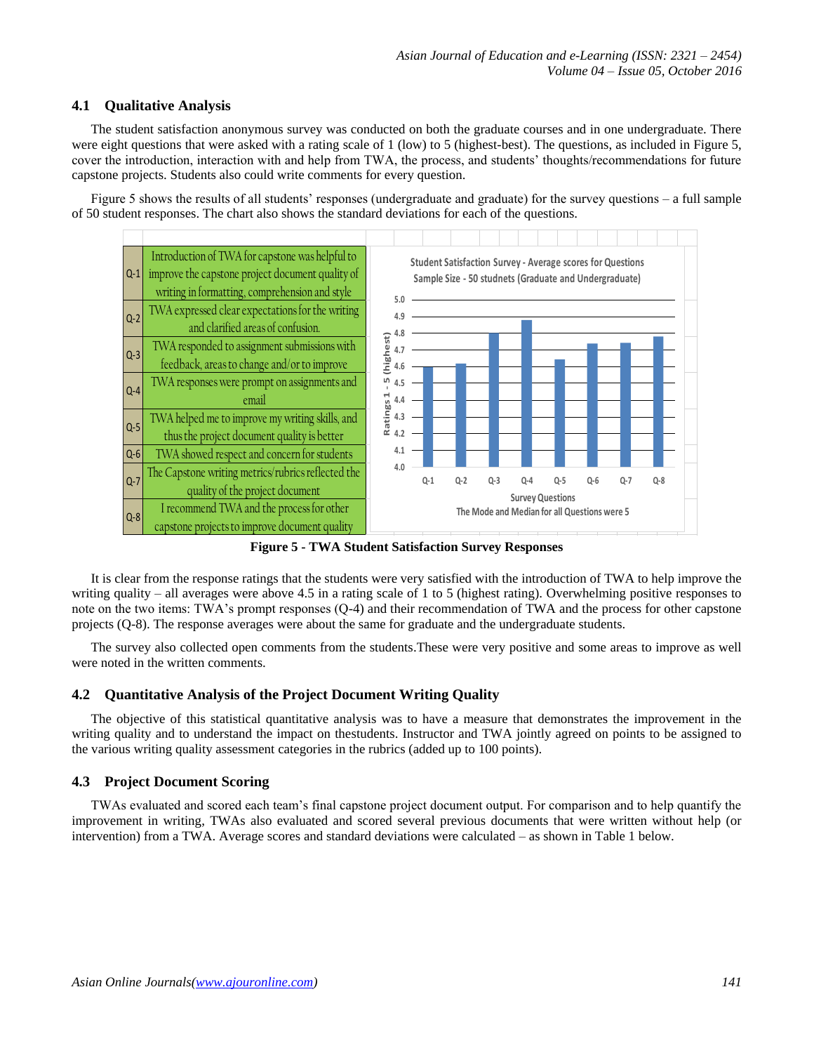## 4.1 Qualitative Analysis

The student satisfaction anonymous survey was conducted on both the graduate courses and in one undergraduate. There were eight questions that were asked with a rating scale of 1 (low) to 5 (highest-best). The questions, as included in Figure 5, cover the introduction, interaction with and help from TWA, the process, and students' thoughts/recommendations for future capstone projects. Students also could write comments for every question.

Figure 5 shows the results of all students' responses (undergraduate and graduate) for the survey questions – a full sample of 50 student responses. The chart also shows the standard deviations for each of the questions.

| | |
|---|---|
| Q-1 | Introduction of TWA for capstone was helpful to improve the capstone project document quality of writing in formatting, comprehension and style |
| Q-2 | TWA expressed clear expectations for the writing and clarified areas of confusion. |
| Q-3 | TWA responded to assignment submissions with feedback, areas to change and/or to improve |
| Q-4 | TWA responses were prompt on assignments and email |
| Q-5 | TWA helped me to improve my writing skills, and thus the project document quality is better |
| Q-6 | TWA showed respect and concern for students |
| Q-7 | The Capstone writing metrics/rubrics reflected the quality of the project document |
| Q-8 | I recommend TWA and the process for other capstone projects to improve document quality |

Student Satisfaction Survey - Average scores for Questions
Sample Size - 50 studnets (Graduate and Undergraduate)

Survey Questions
The Mode and Median for all Questions were 5

**Figure 5 - TWA Student Satisfaction Survey Responses**

It is clear from the response ratings that the students were very satisfied with the introduction of TWA to help improve the writing quality – all averages were above 4.5 in a rating scale of 1 to 5 (highest rating). Overwhelming positive responses to note on the two items: TWA's prompt responses (Q-4) and their recommendation of TWA and the process for other capstone projects (Q-8). The response averages were about the same for graduate and the undergraduate students.

The survey also collected open comments from the students.These were very positive and some areas to improve as well were noted in the written comments.

## 4.2 Quantitative Analysis of the Project Document Writing Quality

The objective of this statistical quantitative analysis was to have a measure that demonstrates the improvement in the writing quality and to understand the impact on thestudents. Instructor and TWA jointly agreed on points to be assigned to the various writing quality assessment categories in the rubrics (added up to 100 points).

## 4.3 Project Document Scoring

TWAs evaluated and scored each team's final capstone project document output. For comparison and to help quantify the improvement in writing, TWAs also evaluated and scored several previous documents that were written without help (or intervention) from a TWA. Average scores and standard deviations were calculated – as shown in Table 1 below.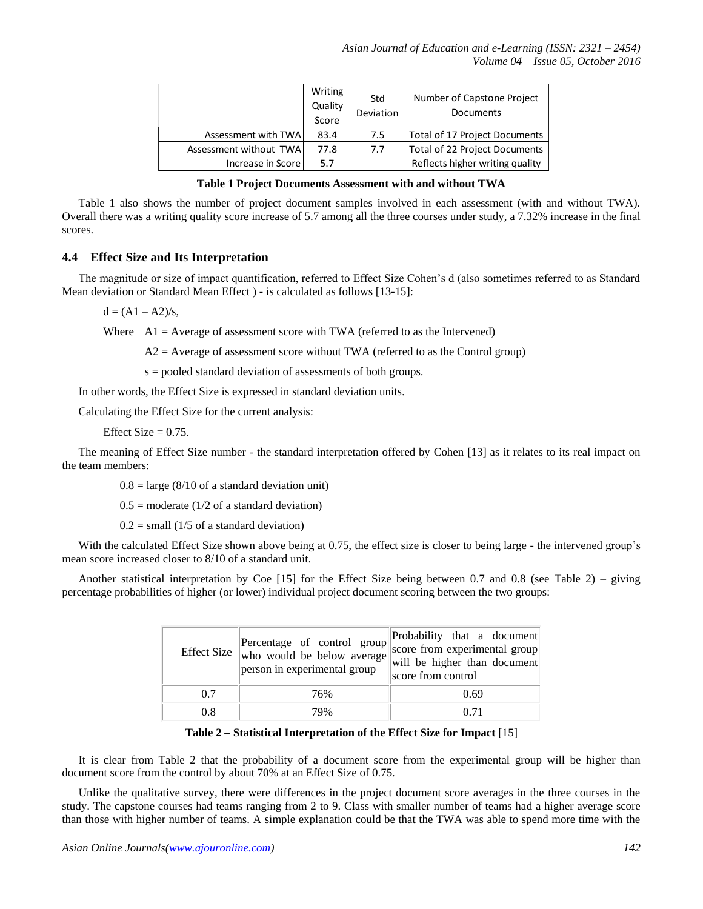| | Writing Quality Score | Std Deviation | Number of Capstone Project Documents |
|---|---|---|---|
| Assessment with TWA | 83.4 | 7.5 | Total of 17 Project Documents |
| Assessment without TWA | 77.8 | 7.7 | Total of 22 Project Documents |
| Increase in Score | 5.7 | | Reflects higher writing quality |

**Table 1 Project Documents Assessment with and without TWA**

Table 1 also shows the number of project document samples involved in each assessment (with and without TWA). Overall there was a writing quality score increase of 5.7 among all the three courses under study, a 7.32% increase in the final scores.

### 4.4 Effect Size and Its Interpretation

The magnitude or size of impact quantification, referred to Effect Size Cohen's d (also sometimes referred to as Standard Mean deviation or Standard Mean Effect ) - is calculated as follows [13-15]:

$d = (A1 - A2)/s$,

Where A1 = Average of assessment score with TWA (referred to as the Intervened)

A2 = Average of assessment score without TWA (referred to as the Control group)

s = pooled standard deviation of assessments of both groups.

In other words, the Effect Size is expressed in standard deviation units.

Calculating the Effect Size for the current analysis:

Effect Size = 0.75.

The meaning of Effect Size number - the standard interpretation offered by Cohen [13] as it relates to its real impact on the team members:

0.8 = large (8/10 of a standard deviation unit)

0.5 = moderate (1/2 of a standard deviation)

0.2 = small (1/5 of a standard deviation)

With the calculated Effect Size shown above being at 0.75, the effect size is closer to being large - the intervened group's mean score increased closer to 8/10 of a standard unit.

Another statistical interpretation by Coe [15] for the Effect Size being between 0.7 and 0.8 (see Table 2) – giving percentage probabilities of higher (or lower) individual project document scoring between the two groups:

| Effect Size | Percentage of control group who would be below average person in experimental group | Probability that a document score from experimental group will be higher than document score from control |
|---|---|---|
| 0.7 | 76% | 0.69 |
| 0.8 | 79% | 0.71 |

**Table 2 – Statistical Interpretation of the Effect Size for Impact** [15]

It is clear from Table 2 that the probability of a document score from the experimental group will be higher than document score from the control by about 70% at an Effect Size of 0.75.

Unlike the qualitative survey, there were differences in the project document score averages in the three courses in the study. The capstone courses had teams ranging from 2 to 9. Class with smaller number of teams had a higher average score than those with higher number of teams. A simple explanation could be that the TWA was able to spend more time with the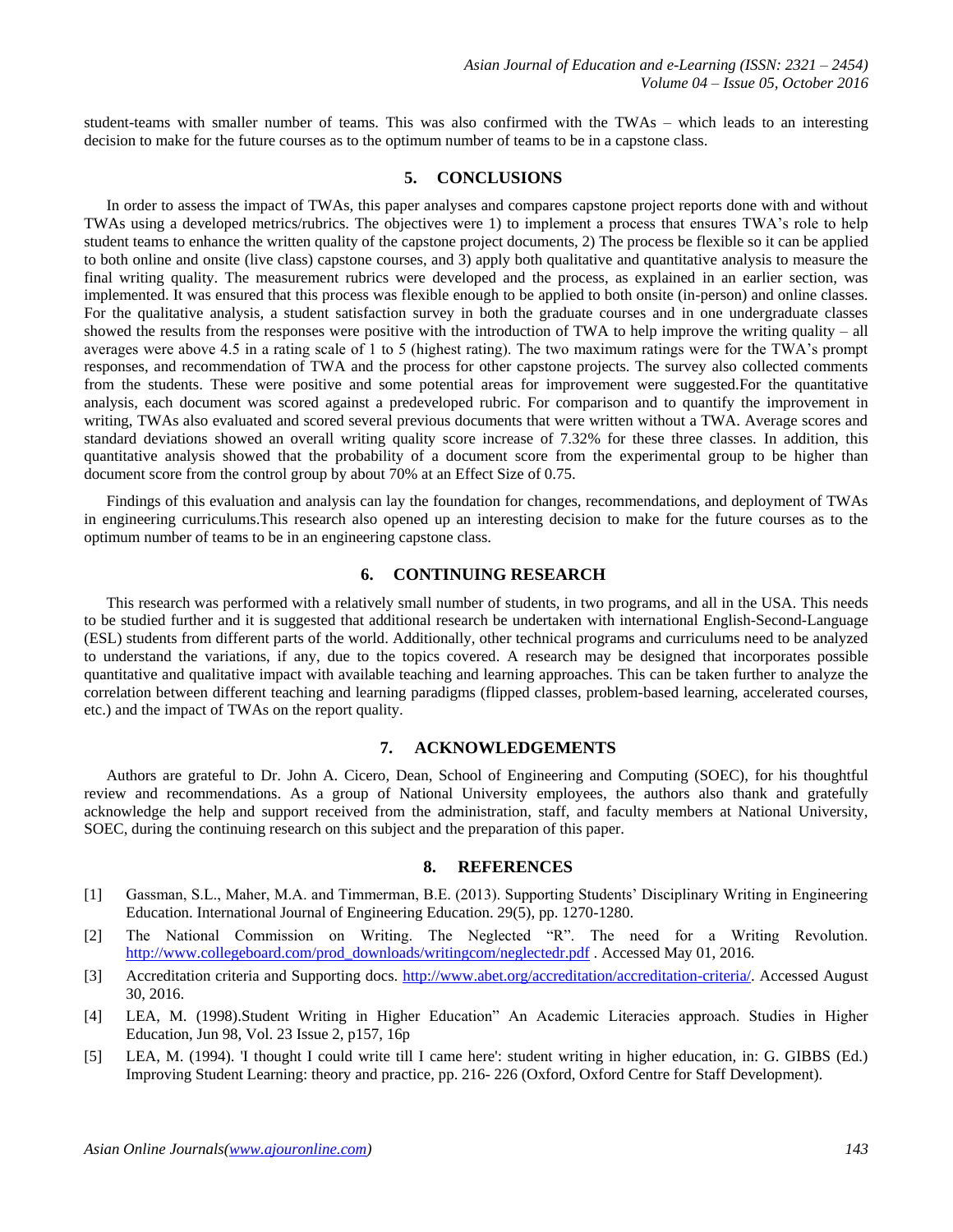student-teams with smaller number of teams. This was also confirmed with the TWAs – which leads to an interesting decision to make for the future courses as to the optimum number of teams to be in a capstone class.

## 5. CONCLUSIONS

In order to assess the impact of TWAs, this paper analyses and compares capstone project reports done with and without TWAs using a developed metrics/rubrics. The objectives were 1) to implement a process that ensures TWA's role to help student teams to enhance the written quality of the capstone project documents, 2) The process be flexible so it can be applied to both online and onsite (live class) capstone courses, and 3) apply both qualitative and quantitative analysis to measure the final writing quality. The measurement rubrics were developed and the process, as explained in an earlier section, was implemented. It was ensured that this process was flexible enough to be applied to both onsite (in-person) and online classes. For the qualitative analysis, a student satisfaction survey in both the graduate courses and in one undergraduate classes showed the results from the responses were positive with the introduction of TWA to help improve the writing quality – all averages were above 4.5 in a rating scale of 1 to 5 (highest rating). The two maximum ratings were for the TWA's prompt responses, and recommendation of TWA and the process for other capstone projects. The survey also collected comments from the students. These were positive and some potential areas for improvement were suggested.For the quantitative analysis, each document was scored against a predeveloped rubric. For comparison and to quantify the improvement in writing, TWAs also evaluated and scored several previous documents that were written without a TWA. Average scores and standard deviations showed an overall writing quality score increase of 7.32% for these three classes. In addition, this quantitative analysis showed that the probability of a document score from the experimental group to be higher than document score from the control group by about 70% at an Effect Size of 0.75.

Findings of this evaluation and analysis can lay the foundation for changes, recommendations, and deployment of TWAs in engineering curriculums.This research also opened up an interesting decision to make for the future courses as to the optimum number of teams to be in an engineering capstone class.

## 6. CONTINUING RESEARCH

This research was performed with a relatively small number of students, in two programs, and all in the USA. This needs to be studied further and it is suggested that additional research be undertaken with international English-Second-Language (ESL) students from different parts of the world. Additionally, other technical programs and curriculums need to be analyzed to understand the variations, if any, due to the topics covered. A research may be designed that incorporates possible quantitative and qualitative impact with available teaching and learning approaches. This can be taken further to analyze the correlation between different teaching and learning paradigms (flipped classes, problem-based learning, accelerated courses, etc.) and the impact of TWAs on the report quality.

## 7. ACKNOWLEDGEMENTS

Authors are grateful to Dr. John A. Cicero, Dean, School of Engineering and Computing (SOEC), for his thoughtful review and recommendations. As a group of National University employees, the authors also thank and gratefully acknowledge the help and support received from the administration, staff, and faculty members at National University, SOEC, during the continuing research on this subject and the preparation of this paper.

## 8. REFERENCES

[1] Gassman, S.L., Maher, M.A. and Timmerman, B.E. (2013). Supporting Students' Disciplinary Writing in Engineering Education. International Journal of Engineering Education. 29(5), pp. 1270-1280.

[2] The National Commission on Writing. The Neglected "R". The need for a Writing Revolution. http://www.collegeboard.com/prod_downloads/writingcom/neglectedr.pdf . Accessed May 01, 2016.

[3] Accreditation criteria and Supporting docs. http://www.abet.org/accreditation/accreditation-criteria/. Accessed August 30, 2016.

[4] LEA, M. (1998).Student Writing in Higher Education" An Academic Literacies approach. Studies in Higher Education, Jun 98, Vol. 23 Issue 2, p157, 16p

[5] LEA, M. (1994). 'I thought I could write till I came here': student writing in higher education, in: G. GIBBS (Ed.) Improving Student Learning: theory and practice, pp. 216- 226 (Oxford, Oxford Centre for Staff Development).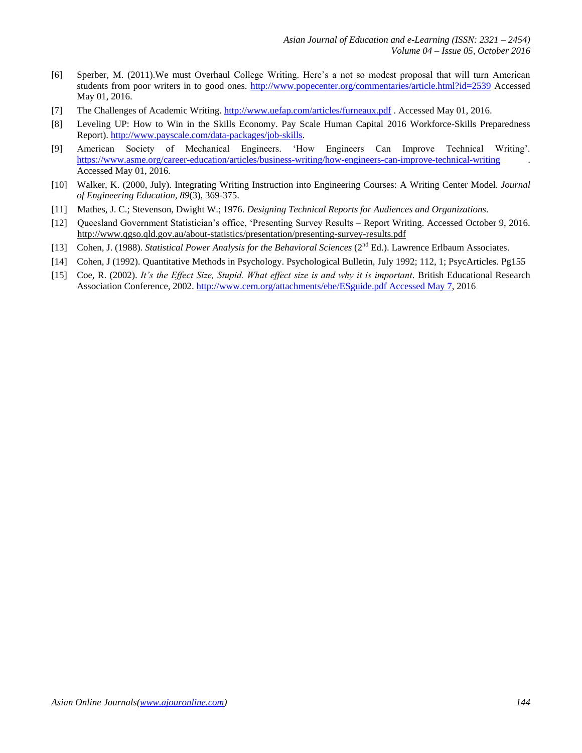[6] Sperber, M. (2011).We must Overhaul College Writing. Here's a not so modest proposal that will turn American students from poor writers in to good ones. http://www.popecenter.org/commentaries/article.html?id=2539 Accessed May 01, 2016.

[7] The Challenges of Academic Writing. http://www.uefap.com/articles/furneaux.pdf . Accessed May 01, 2016.

[8] Leveling UP: How to Win in the Skills Economy. Pay Scale Human Capital 2016 Workforce-Skills Preparedness Report). http://www.payscale.com/data-packages/job-skills.

[9] American Society of Mechanical Engineers. 'How Engineers Can Improve Technical Writing'. https://www.asme.org/career-education/articles/business-writing/how-engineers-can-improve-technical-writing . Accessed May 01, 2016.

[10] Walker, K. (2000, July). Integrating Writing Instruction into Engineering Courses: A Writing Center Model. *Journal of Engineering Education, 89*(3), 369-375.

[11] Mathes, J. C.; Stevenson, Dwight W.; 1976. *Designing Technical Reports for Audiences and Organizations*.

[12] Queesland Government Statistician's office, 'Presenting Survey Results – Report Writing. Accessed October 9, 2016. http://www.qgso.qld.gov.au/about-statistics/presentation/presenting-survey-results.pdf

[13] Cohen, J. (1988). *Statistical Power Analysis for the Behavioral Sciences* (2nd Ed.). Lawrence Erlbaum Associates.

[14] Cohen, J (1992). Quantitative Methods in Psychology. Psychological Bulletin, July 1992; 112, 1; PsycArticles. Pg155

[15] Coe, R. (2002). *It's the Effect Size, Stupid. What effect size is and why it is important*. British Educational Research Association Conference, 2002. http://www.cem.org/attachments/ebe/ESguide.pdf Accessed May 7, 2016